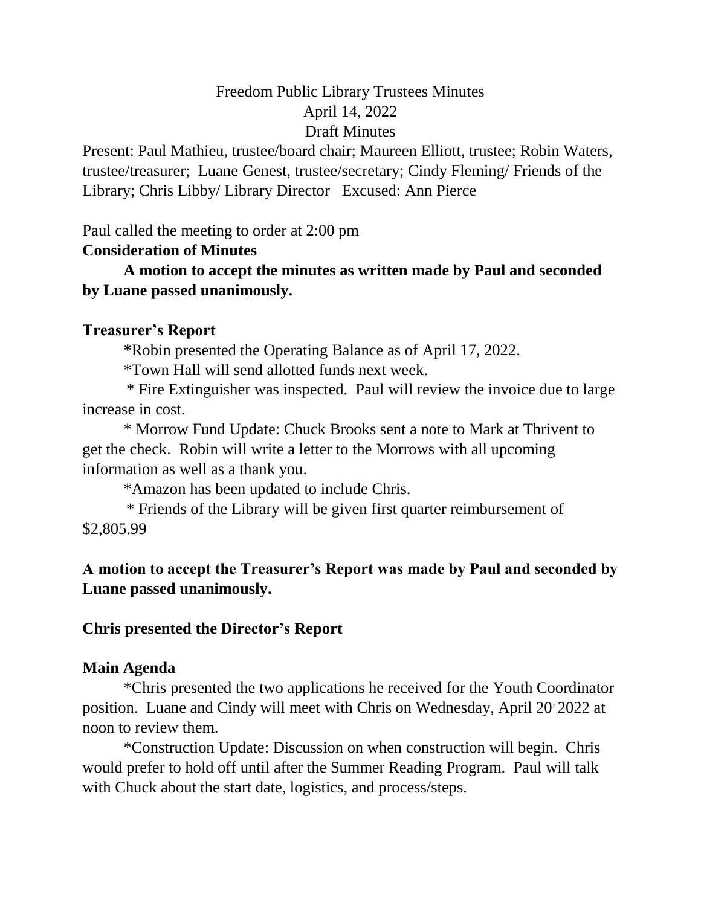Freedom Public Library Trustees Minutes
April 14, 2022
Draft Minutes

Present: Paul Mathieu, trustee/board chair; Maureen Elliott, trustee; Robin Waters, trustee/treasurer; Luane Genest, trustee/secretary; Cindy Fleming/ Friends of the Library; Chris Libby/ Library Director Excused: Ann Pierce

Paul called the meeting to order at 2:00 pm

**Consideration of Minutes**

**A motion to accept the minutes as written made by Paul and seconded by Luane passed unanimously.**

**Treasurer's Report**

*Robin presented the Operating Balance as of April 17, 2022.

*Town Hall will send allotted funds next week.

* Fire Extinguisher was inspected. Paul will review the invoice due to large increase in cost.

* Morrow Fund Update: Chuck Brooks sent a note to Mark at Thrivent to get the check. Robin will write a letter to the Morrows with all upcoming information as well as a thank you.

*Amazon has been updated to include Chris.

* Friends of the Library will be given first quarter reimbursement of $2,805.99

**A motion to accept the Treasurer's Report was made by Paul and seconded by Luane passed unanimously.**

**Chris presented the Director's Report**

**Main Agenda**

*Chris presented the two applications he received for the Youth Coordinator position. Luane and Cindy will meet with Chris on Wednesday, April 20, 2022 at noon to review them.

*Construction Update: Discussion on when construction will begin. Chris would prefer to hold off until after the Summer Reading Program. Paul will talk with Chuck about the start date, logistics, and process/steps.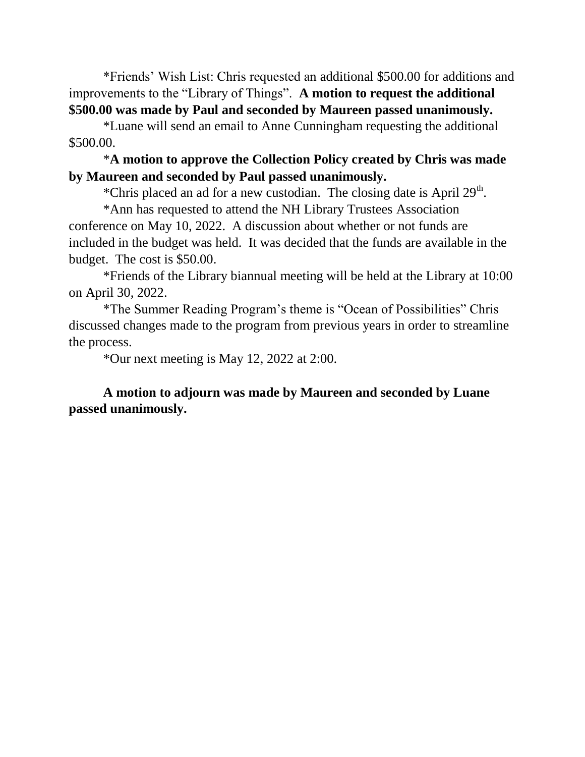*Friends' Wish List: Chris requested an additional $500.00 for additions and improvements to the "Library of Things". **A motion to request the additional $500.00 was made by Paul and seconded by Maureen passed unanimously.**

*Luane will send an email to Anne Cunningham requesting the additional $500.00.

***A motion to approve the Collection Policy created by Chris was made by Maureen and seconded by Paul passed unanimously.**

*Chris placed an ad for a new custodian. The closing date is April 29th.

*Ann has requested to attend the NH Library Trustees Association conference on May 10, 2022. A discussion about whether or not funds are included in the budget was held. It was decided that the funds are available in the budget. The cost is $50.00.

*Friends of the Library biannual meeting will be held at the Library at 10:00 on April 30, 2022.

*The Summer Reading Program's theme is "Ocean of Possibilities" Chris discussed changes made to the program from previous years in order to streamline the process.

*Our next meeting is May 12, 2022 at 2:00.

**A motion to adjourn was made by Maureen and seconded by Luane passed unanimously.**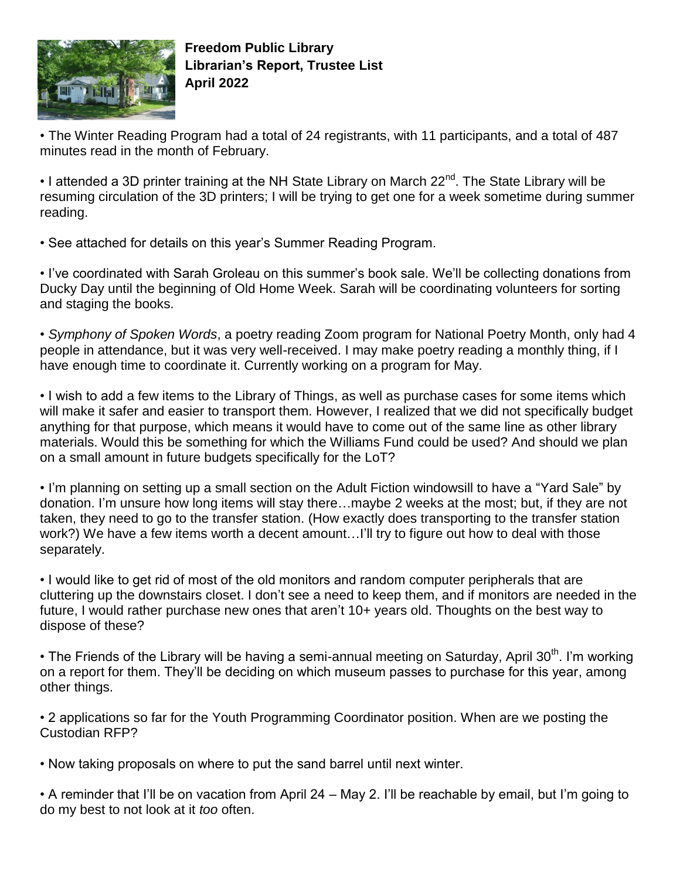**Freedom Public Library**
**Librarian's Report, Trustee List**
**April 2022**

• The Winter Reading Program had a total of 24 registrants, with 11 participants, and a total of 487 minutes read in the month of February.

• I attended a 3D printer training at the NH State Library on March 22nd. The State Library will be resuming circulation of the 3D printers; I will be trying to get one for a week sometime during summer reading.

• See attached for details on this year's Summer Reading Program.

• I've coordinated with Sarah Groleau on this summer's book sale. We'll be collecting donations from Ducky Day until the beginning of Old Home Week. Sarah will be coordinating volunteers for sorting and staging the books.

• *Symphony of Spoken Words*, a poetry reading Zoom program for National Poetry Month, only had 4 people in attendance, but it was very well-received. I may make poetry reading a monthly thing, if I have enough time to coordinate it. Currently working on a program for May.

• I wish to add a few items to the Library of Things, as well as purchase cases for some items which will make it safer and easier to transport them. However, I realized that we did not specifically budget anything for that purpose, which means it would have to come out of the same line as other library materials. Would this be something for which the Williams Fund could be used? And should we plan on a small amount in future budgets specifically for the LoT?

• I'm planning on setting up a small section on the Adult Fiction windowsill to have a "Yard Sale" by donation. I'm unsure how long items will stay there…maybe 2 weeks at the most; but, if they are not taken, they need to go to the transfer station. (How exactly does transporting to the transfer station work?) We have a few items worth a decent amount…I'll try to figure out how to deal with those separately.

• I would like to get rid of most of the old monitors and random computer peripherals that are cluttering up the downstairs closet. I don't see a need to keep them, and if monitors are needed in the future, I would rather purchase new ones that aren't 10+ years old. Thoughts on the best way to dispose of these?

• The Friends of the Library will be having a semi-annual meeting on Saturday, April 30th. I'm working on a report for them. They'll be deciding on which museum passes to purchase for this year, among other things.

• 2 applications so far for the Youth Programming Coordinator position. When are we posting the Custodian RFP?

• Now taking proposals on where to put the sand barrel until next winter.

• A reminder that I'll be on vacation from April 24 – May 2. I'll be reachable by email, but I'm going to do my best to not look at it *too* often.